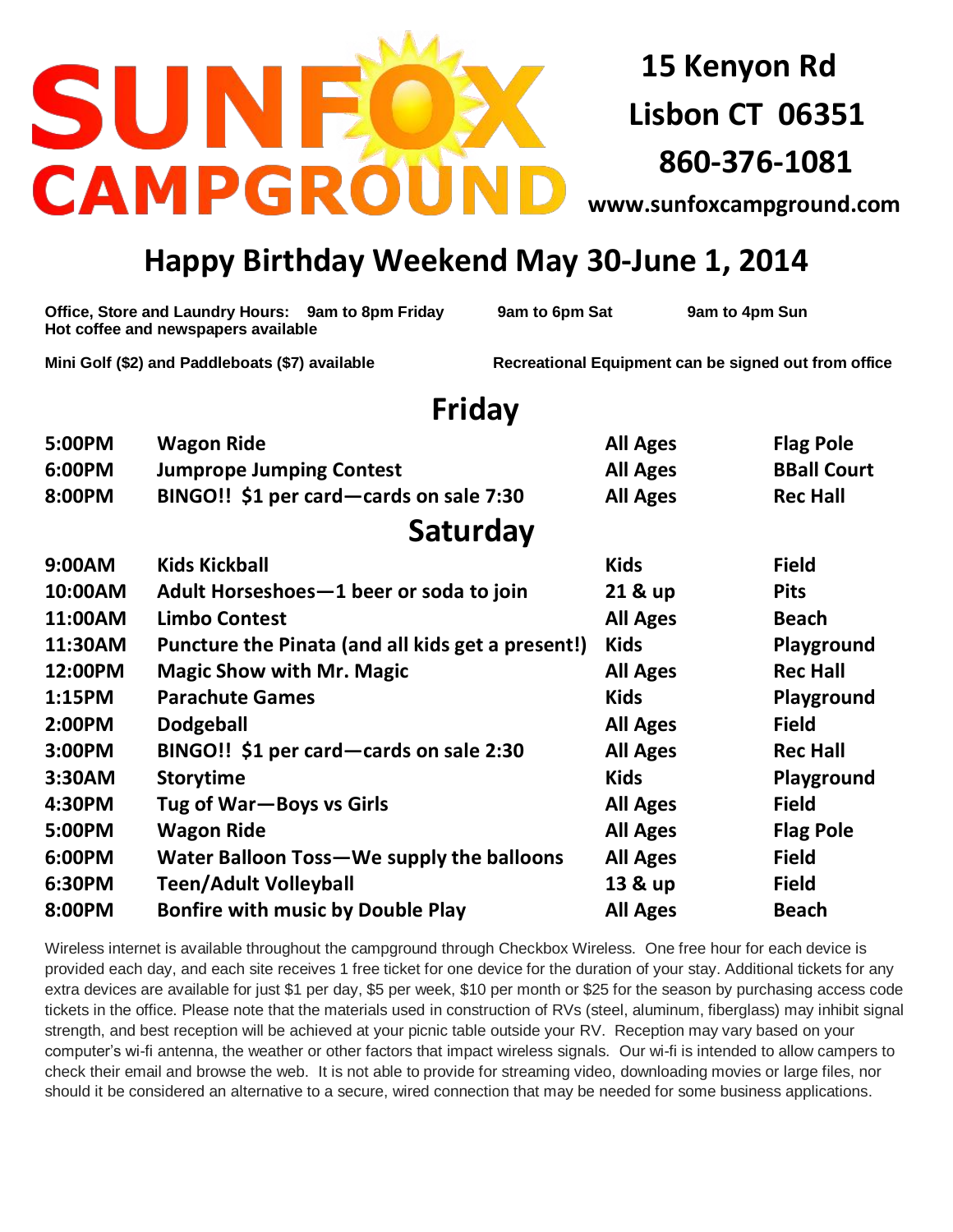# SUNFOX CAMPGROUND

**15 Kenyon Rd**
**Lisbon CT 06351**
**860-376-1081**
**www.sunfoxcampground.com**

## Happy Birthday Weekend May 30-June 1, 2014

**Office, Store and Laundry Hours: 9am to 8pm Friday 9am to 6pm Sat 9am to 4pm Sun**
**Hot coffee and newspapers available**

**Mini Golf ($2) and Paddleboats ($7) available Recreational Equipment can be signed out from office**

## Friday

| | | | |
|---|---|---|---|
| 5:00PM | Wagon Ride | All Ages | Flag Pole |
| 6:00PM | Jumprope Jumping Contest | All Ages | BBall Court |
| 8:00PM | BINGO!! $1 per card—cards on sale 7:30 | All Ages | Rec Hall |

## Saturday

| | | | |
|---|---|---|---|
| 9:00AM | Kids Kickball | Kids | Field |
| 10:00AM | Adult Horseshoes—1 beer or soda to join | 21 & up | Pits |
| 11:00AM | Limbo Contest | All Ages | Beach |
| 11:30AM | Puncture the Pinata (and all kids get a present!) | Kids | Playground |
| 12:00PM | Magic Show with Mr. Magic | All Ages | Rec Hall |
| 1:15PM | Parachute Games | Kids | Playground |
| 2:00PM | Dodgeball | All Ages | Field |
| 3:00PM | BINGO!! $1 per card—cards on sale 2:30 | All Ages | Rec Hall |
| 3:30AM | Storytime | Kids | Playground |
| 4:30PM | Tug of War—Boys vs Girls | All Ages | Field |
| 5:00PM | Wagon Ride | All Ages | Flag Pole |
| 6:00PM | Water Balloon Toss—We supply the balloons | All Ages | Field |
| 6:30PM | Teen/Adult Volleyball | 13 & up | Field |
| 8:00PM | Bonfire with music by Double Play | All Ages | Beach |

Wireless internet is available throughout the campground through Checkbox Wireless. One free hour for each device is provided each day, and each site receives 1 free ticket for one device for the duration of your stay. Additional tickets for any extra devices are available for just $1 per day, $5 per week, $10 per month or $25 for the season by purchasing access code tickets in the office. Please note that the materials used in construction of RVs (steel, aluminum, fiberglass) may inhibit signal strength, and best reception will be achieved at your picnic table outside your RV. Reception may vary based on your computer's wi-fi antenna, the weather or other factors that impact wireless signals. Our wi-fi is intended to allow campers to check their email and browse the web. It is not able to provide for streaming video, downloading movies or large files, nor should it be considered an alternative to a secure, wired connection that may be needed for some business applications.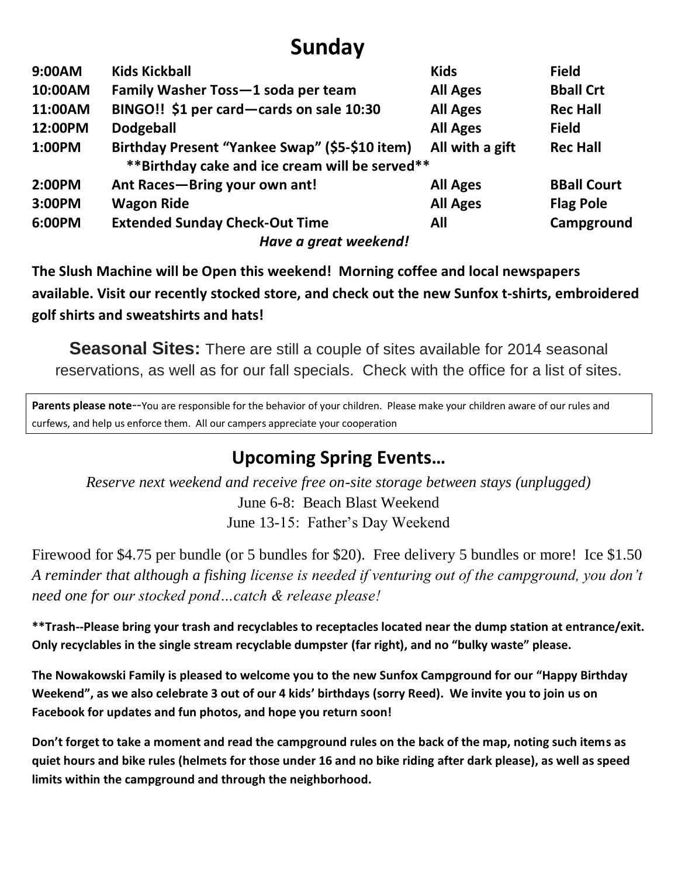# Sunday

| | | | |
|---|---|---|---|
| **9:00AM** | **Kids Kickball** | **Kids** | **Field** |
| **10:00AM** | **Family Washer Toss—1 soda per team** | **All Ages** | **Bball Crt** |
| **11:00AM** | **BINGO!! $1 per card—cards on sale 10:30** | **All Ages** | **Rec Hall** |
| **12:00PM** | **Dodgeball** | **All Ages** | **Field** |
| **1:00PM** | **Birthday Present "Yankee Swap" ($5-$10 item)** | **All with a gift** | **Rec Hall** |
| | **\*\*Birthday cake and ice cream will be served\*\*** | | |
| **2:00PM** | **Ant Races—Bring your own ant!** | **All Ages** | **BBall Court** |
| **3:00PM** | **Wagon Ride** | **All Ages** | **Flag Pole** |
| **6:00PM** | **Extended Sunday Check-Out Time** | **All** | **Campground** |

***Have a great weekend!***

**The Slush Machine will be Open this weekend! Morning coffee and local newspapers available. Visit our recently stocked store, and check out the new Sunfox t-shirts, embroidered golf shirts and sweatshirts and hats!**

**Seasonal Sites:** There are still a couple of sites available for 2014 seasonal reservations, as well as for our fall specials. Check with the office for a list of sites.

**Parents please note**--You are responsible for the behavior of your children. Please make your children aware of our rules and curfews, and help us enforce them. All our campers appreciate your cooperation

## Upcoming Spring Events…

*Reserve next weekend and receive free on-site storage between stays (unplugged)*

June 6-8: Beach Blast Weekend

June 13-15: Father's Day Weekend

Firewood for $4.75 per bundle (or 5 bundles for $20). Free delivery 5 bundles or more! Ice $1.50

*A reminder that although a fishing license is needed if venturing out of the campground, you don't need one for our stocked pond…catch & release please!*

**\*\*Trash--Please bring your trash and recyclables to receptacles located near the dump station at entrance/exit. Only recyclables in the single stream recyclable dumpster (far right), and no "bulky waste" please.**

**The Nowakowski Family is pleased to welcome you to the new Sunfox Campground for our "Happy Birthday Weekend", as we also celebrate 3 out of our 4 kids' birthdays (sorry Reed). We invite you to join us on Facebook for updates and fun photos, and hope you return soon!**

**Don't forget to take a moment and read the campground rules on the back of the map, noting such items as quiet hours and bike rules (helmets for those under 16 and no bike riding after dark please), as well as speed limits within the campground and through the neighborhood.**